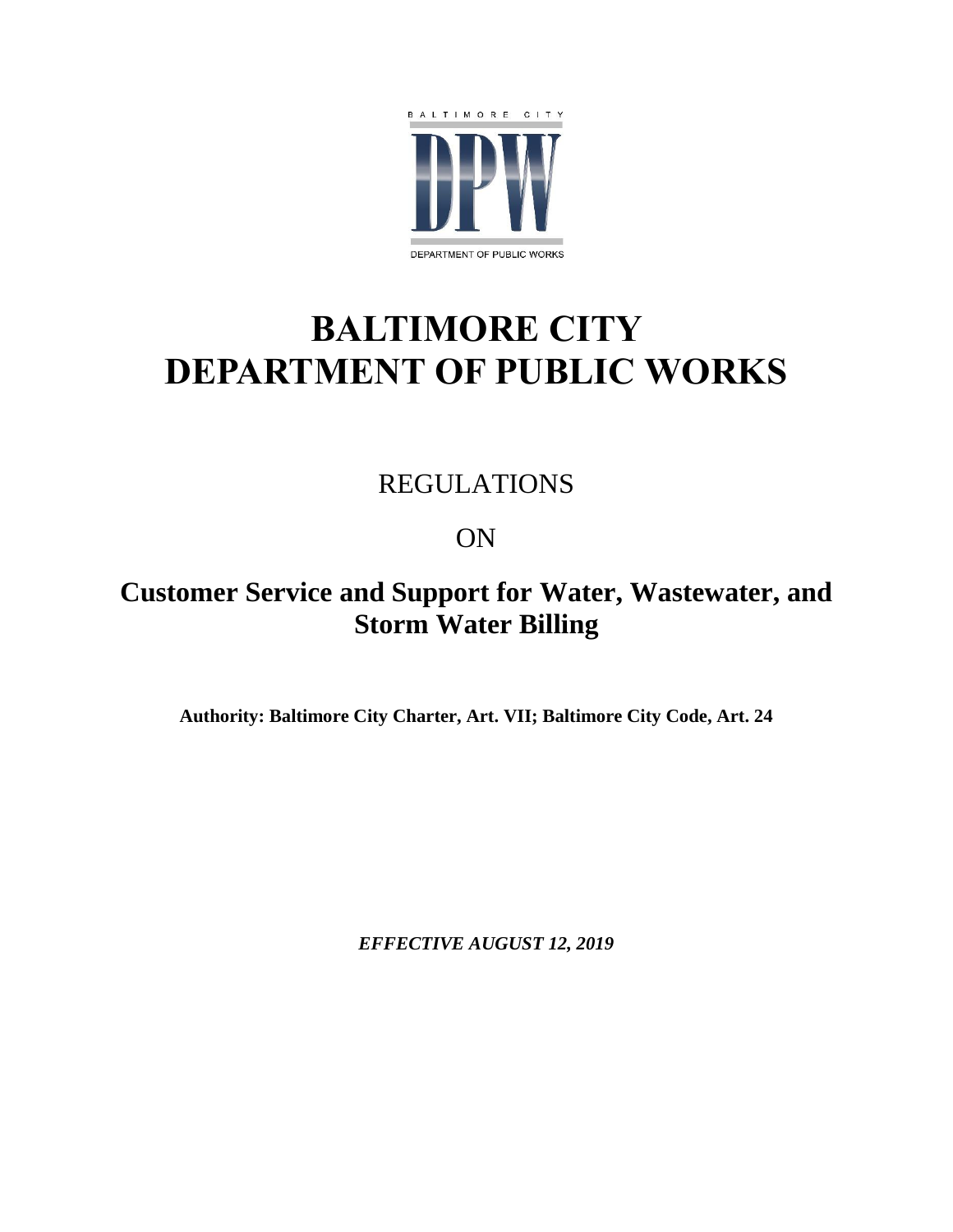BALTIMORE CITY

DPW

DEPARTMENT OF PUBLIC WORKS

# BALTIMORE CITY DEPARTMENT OF PUBLIC WORKS

REGULATIONS

ON

## Customer Service and Support for Water, Wastewater, and Storm Water Billing

**Authority: Baltimore City Charter, Art. VII; Baltimore City Code, Art. 24**

***EFFECTIVE AUGUST 12, 2019***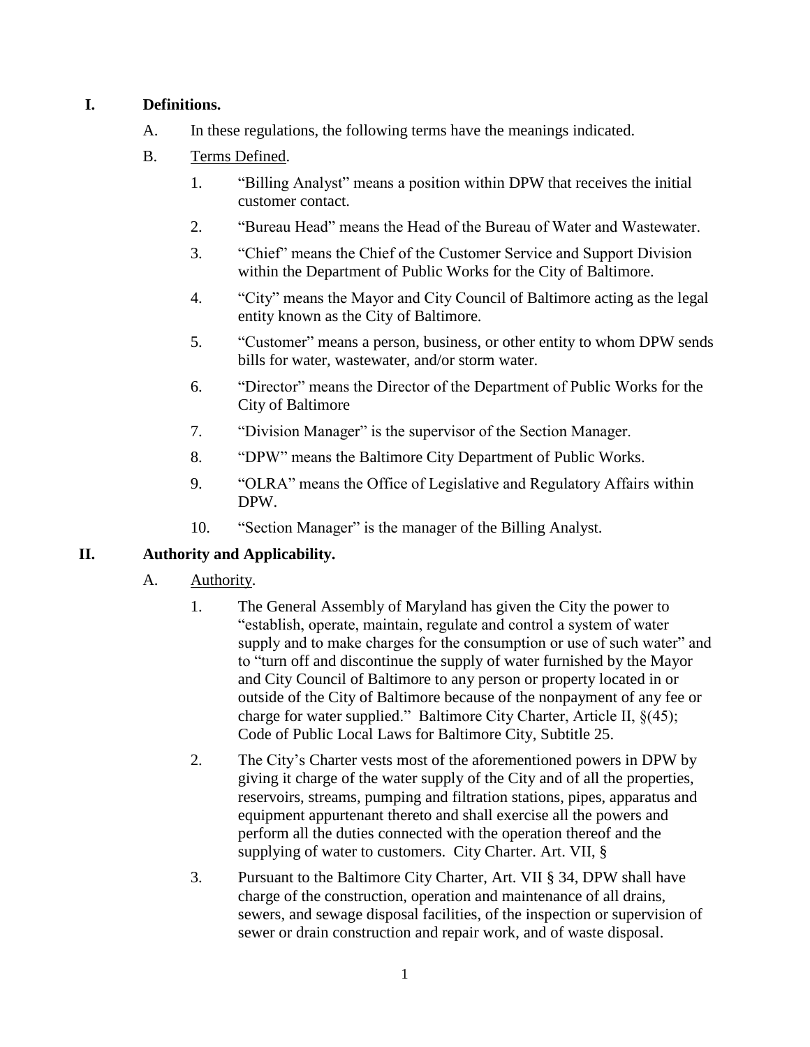## I. Definitions.

A. In these regulations, the following terms have the meanings indicated.

B. <u>Terms Defined</u>.

1. "Billing Analyst" means a position within DPW that receives the initial customer contact.

2. "Bureau Head" means the Head of the Bureau of Water and Wastewater.

3. "Chief" means the Chief of the Customer Service and Support Division within the Department of Public Works for the City of Baltimore.

4. "City" means the Mayor and City Council of Baltimore acting as the legal entity known as the City of Baltimore.

5. "Customer" means a person, business, or other entity to whom DPW sends bills for water, wastewater, and/or storm water.

6. "Director" means the Director of the Department of Public Works for the City of Baltimore

7. "Division Manager" is the supervisor of the Section Manager.

8. "DPW" means the Baltimore City Department of Public Works.

9. "OLRA" means the Office of Legislative and Regulatory Affairs within DPW.

10. "Section Manager" is the manager of the Billing Analyst.

## II. Authority and Applicability.

A. <u>Authority</u>.

1. The General Assembly of Maryland has given the City the power to "establish, operate, maintain, regulate and control a system of water supply and to make charges for the consumption or use of such water" and to "turn off and discontinue the supply of water furnished by the Mayor and City Council of Baltimore to any person or property located in or outside of the City of Baltimore because of the nonpayment of any fee or charge for water supplied." Baltimore City Charter, Article II, §(45); Code of Public Local Laws for Baltimore City, Subtitle 25.

2. The City's Charter vests most of the aforementioned powers in DPW by giving it charge of the water supply of the City and of all the properties, reservoirs, streams, pumping and filtration stations, pipes, apparatus and equipment appurtenant thereto and shall exercise all the powers and perform all the duties connected with the operation thereof and the supplying of water to customers. City Charter. Art. VII, §

3. Pursuant to the Baltimore City Charter, Art. VII § 34, DPW shall have charge of the construction, operation and maintenance of all drains, sewers, and sewage disposal facilities, of the inspection or supervision of sewer or drain construction and repair work, and of waste disposal.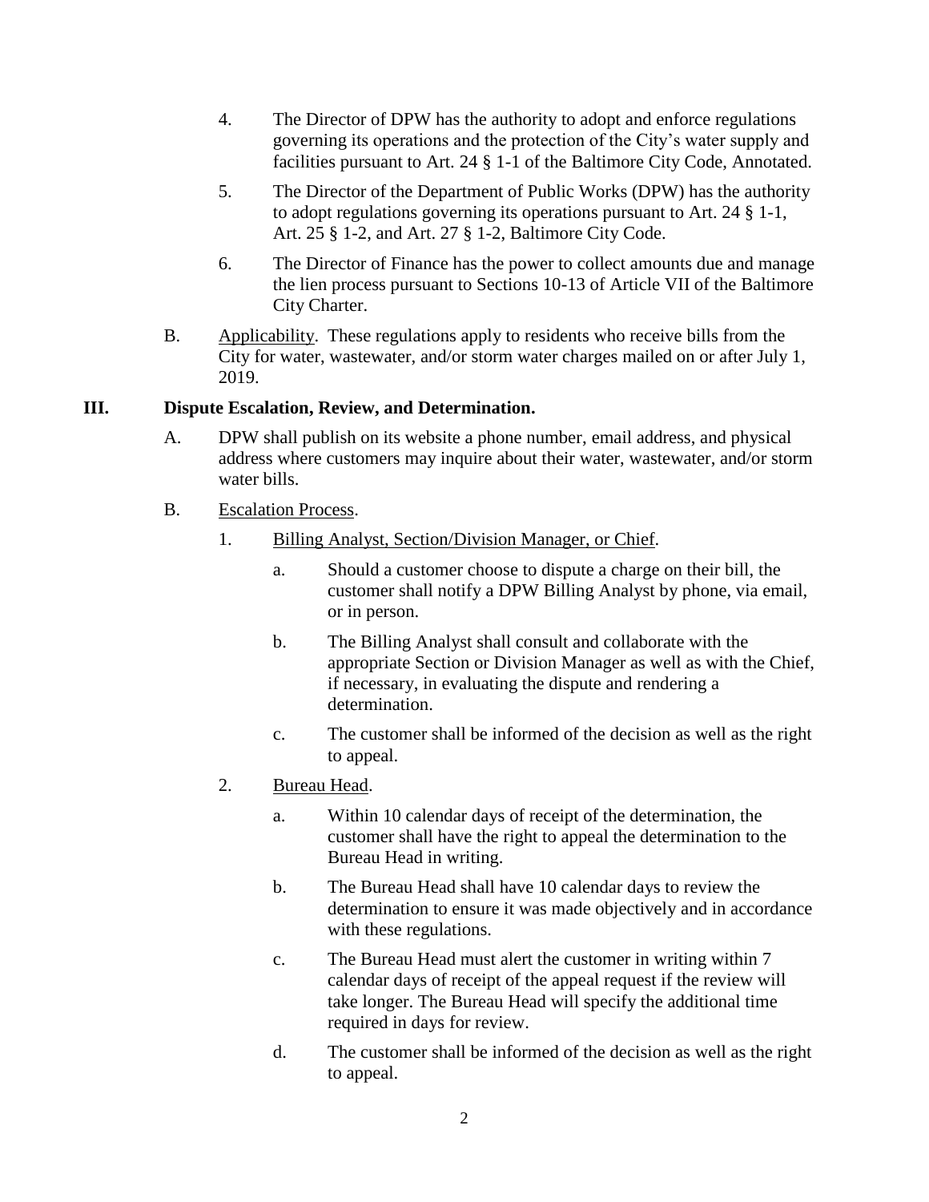4. The Director of DPW has the authority to adopt and enforce regulations governing its operations and the protection of the City's water supply and facilities pursuant to Art. 24 § 1-1 of the Baltimore City Code, Annotated.

5. The Director of the Department of Public Works (DPW) has the authority to adopt regulations governing its operations pursuant to Art. 24 § 1-1, Art. 25 § 1-2, and Art. 27 § 1-2, Baltimore City Code.

6. The Director of Finance has the power to collect amounts due and manage the lien process pursuant to Sections 10-13 of Article VII of the Baltimore City Charter.

B. Applicability. These regulations apply to residents who receive bills from the City for water, wastewater, and/or storm water charges mailed on or after July 1, 2019.

## III. Dispute Escalation, Review, and Determination.

A. DPW shall publish on its website a phone number, email address, and physical address where customers may inquire about their water, wastewater, and/or storm water bills.

B. Escalation Process.

1. Billing Analyst, Section/Division Manager, or Chief.

   a. Should a customer choose to dispute a charge on their bill, the customer shall notify a DPW Billing Analyst by phone, via email, or in person.

   b. The Billing Analyst shall consult and collaborate with the appropriate Section or Division Manager as well as with the Chief, if necessary, in evaluating the dispute and rendering a determination.

   c. The customer shall be informed of the decision as well as the right to appeal.

2. Bureau Head.

   a. Within 10 calendar days of receipt of the determination, the customer shall have the right to appeal the determination to the Bureau Head in writing.

   b. The Bureau Head shall have 10 calendar days to review the determination to ensure it was made objectively and in accordance with these regulations.

   c. The Bureau Head must alert the customer in writing within 7 calendar days of receipt of the appeal request if the review will take longer. The Bureau Head will specify the additional time required in days for review.

   d. The customer shall be informed of the decision as well as the right to appeal.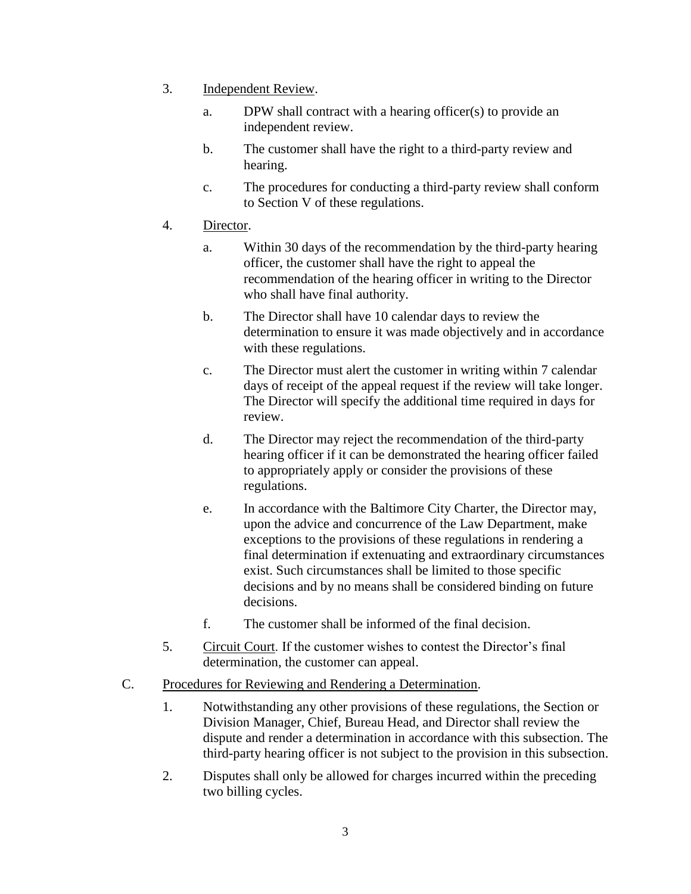3. Independent Review.

    a. DPW shall contract with a hearing officer(s) to provide an independent review.

    b. The customer shall have the right to a third-party review and hearing.

    c. The procedures for conducting a third-party review shall conform to Section V of these regulations.

4. Director.

    a. Within 30 days of the recommendation by the third-party hearing officer, the customer shall have the right to appeal the recommendation of the hearing officer in writing to the Director who shall have final authority.

    b. The Director shall have 10 calendar days to review the determination to ensure it was made objectively and in accordance with these regulations.

    c. The Director must alert the customer in writing within 7 calendar days of receipt of the appeal request if the review will take longer. The Director will specify the additional time required in days for review.

    d. The Director may reject the recommendation of the third-party hearing officer if it can be demonstrated the hearing officer failed to appropriately apply or consider the provisions of these regulations.

    e. In accordance with the Baltimore City Charter, the Director may, upon the advice and concurrence of the Law Department, make exceptions to the provisions of these regulations in rendering a final determination if extenuating and extraordinary circumstances exist. Such circumstances shall be limited to those specific decisions and by no means shall be considered binding on future decisions.

    f. The customer shall be informed of the final decision.

5. Circuit Court. If the customer wishes to contest the Director's final determination, the customer can appeal.

C. Procedures for Reviewing and Rendering a Determination.

1. Notwithstanding any other provisions of these regulations, the Section or Division Manager, Chief, Bureau Head, and Director shall review the dispute and render a determination in accordance with this subsection. The third-party hearing officer is not subject to the provision in this subsection.

2. Disputes shall only be allowed for charges incurred within the preceding two billing cycles.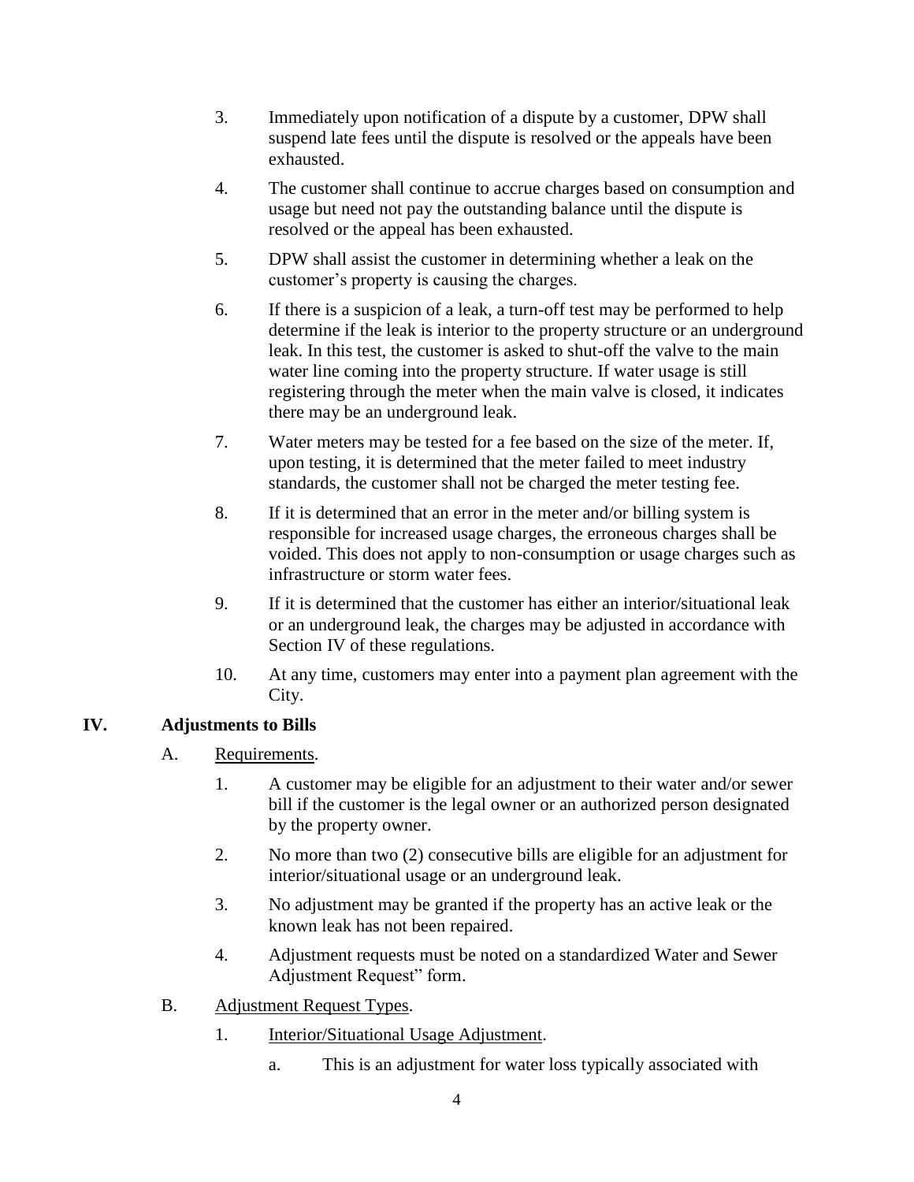3. Immediately upon notification of a dispute by a customer, DPW shall suspend late fees until the dispute is resolved or the appeals have been exhausted.

4. The customer shall continue to accrue charges based on consumption and usage but need not pay the outstanding balance until the dispute is resolved or the appeal has been exhausted.

5. DPW shall assist the customer in determining whether a leak on the customer's property is causing the charges.

6. If there is a suspicion of a leak, a turn-off test may be performed to help determine if the leak is interior to the property structure or an underground leak. In this test, the customer is asked to shut-off the valve to the main water line coming into the property structure. If water usage is still registering through the meter when the main valve is closed, it indicates there may be an underground leak.

7. Water meters may be tested for a fee based on the size of the meter. If, upon testing, it is determined that the meter failed to meet industry standards, the customer shall not be charged the meter testing fee.

8. If it is determined that an error in the meter and/or billing system is responsible for increased usage charges, the erroneous charges shall be voided. This does not apply to non-consumption or usage charges such as infrastructure or storm water fees.

9. If it is determined that the customer has either an interior/situational leak or an underground leak, the charges may be adjusted in accordance with Section IV of these regulations.

10. At any time, customers may enter into a payment plan agreement with the City.

## IV. Adjustments to Bills

A. Requirements.

1. A customer may be eligible for an adjustment to their water and/or sewer bill if the customer is the legal owner or an authorized person designated by the property owner.

2. No more than two (2) consecutive bills are eligible for an adjustment for interior/situational usage or an underground leak.

3. No adjustment may be granted if the property has an active leak or the known leak has not been repaired.

4. Adjustment requests must be noted on a standardized Water and Sewer Adjustment Request" form.

B. Adjustment Request Types.

1. Interior/Situational Usage Adjustment.

   a. This is an adjustment for water loss typically associated with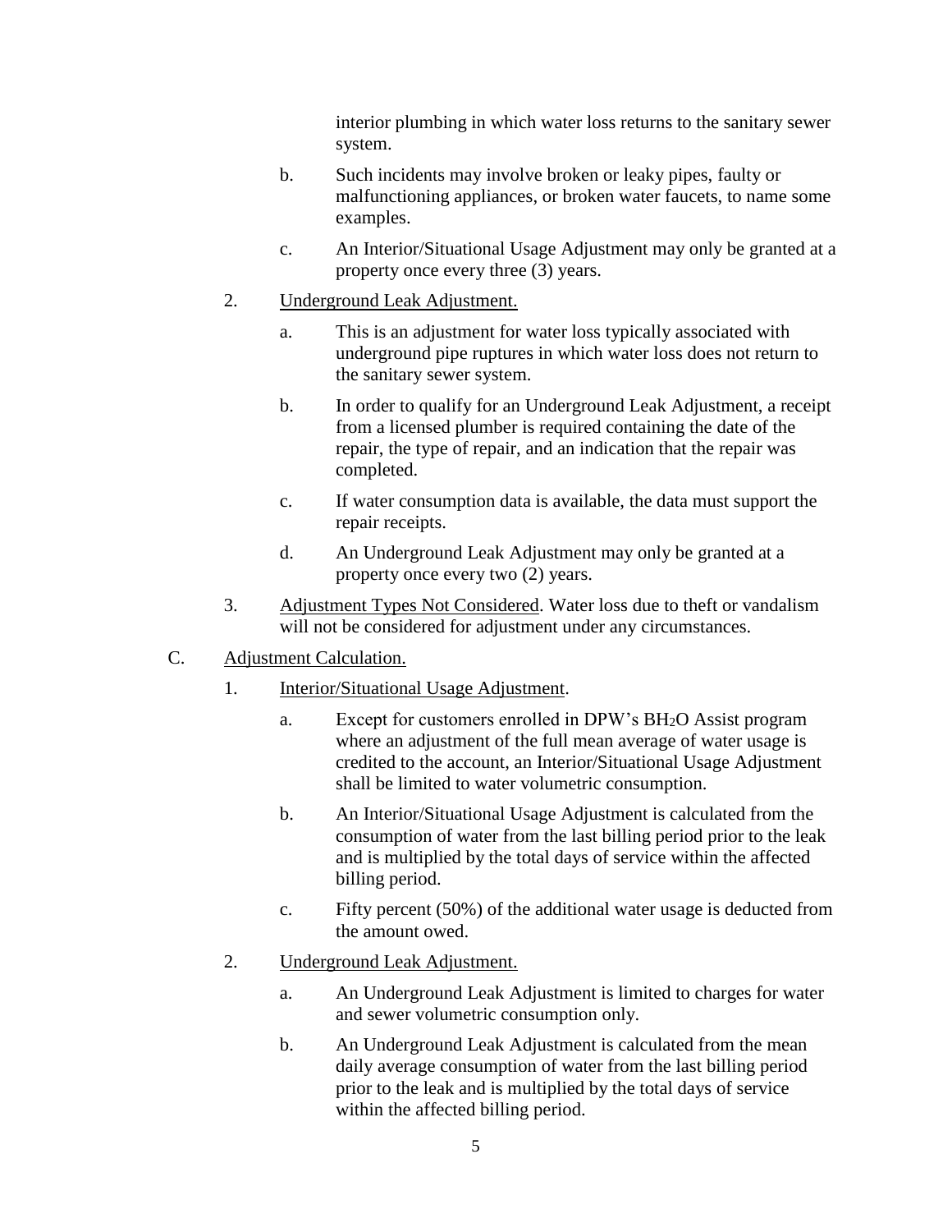interior plumbing in which water loss returns to the sanitary sewer system.

b. Such incidents may involve broken or leaky pipes, faulty or malfunctioning appliances, or broken water faucets, to name some examples.

c. An Interior/Situational Usage Adjustment may only be granted at a property once every three (3) years.

2. Underground Leak Adjustment.

a. This is an adjustment for water loss typically associated with underground pipe ruptures in which water loss does not return to the sanitary sewer system.

b. In order to qualify for an Underground Leak Adjustment, a receipt from a licensed plumber is required containing the date of the repair, the type of repair, and an indication that the repair was completed.

c. If water consumption data is available, the data must support the repair receipts.

d. An Underground Leak Adjustment may only be granted at a property once every two (2) years.

3. Adjustment Types Not Considered. Water loss due to theft or vandalism will not be considered for adjustment under any circumstances.

C. Adjustment Calculation.

1. Interior/Situational Usage Adjustment.

a. Except for customers enrolled in DPW's BH$_2$O Assist program where an adjustment of the full mean average of water usage is credited to the account, an Interior/Situational Usage Adjustment shall be limited to water volumetric consumption.

b. An Interior/Situational Usage Adjustment is calculated from the consumption of water from the last billing period prior to the leak and is multiplied by the total days of service within the affected billing period.

c. Fifty percent (50%) of the additional water usage is deducted from the amount owed.

2. Underground Leak Adjustment.

a. An Underground Leak Adjustment is limited to charges for water and sewer volumetric consumption only.

b. An Underground Leak Adjustment is calculated from the mean daily average consumption of water from the last billing period prior to the leak and is multiplied by the total days of service within the affected billing period.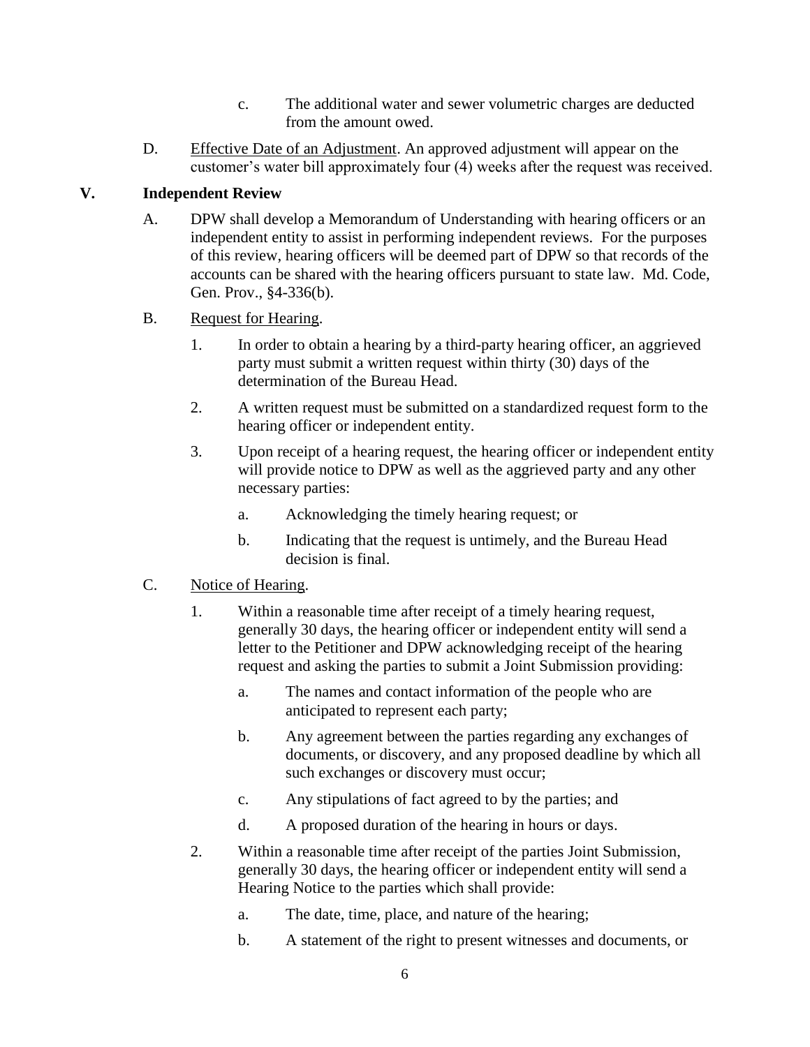c. The additional water and sewer volumetric charges are deducted from the amount owed.

D. Effective Date of an Adjustment. An approved adjustment will appear on the customer's water bill approximately four (4) weeks after the request was received.

## V. Independent Review

A. DPW shall develop a Memorandum of Understanding with hearing officers or an independent entity to assist in performing independent reviews. For the purposes of this review, hearing officers will be deemed part of DPW so that records of the accounts can be shared with the hearing officers pursuant to state law. Md. Code, Gen. Prov., §4-336(b).

B. Request for Hearing.

1. In order to obtain a hearing by a third-party hearing officer, an aggrieved party must submit a written request within thirty (30) days of the determination of the Bureau Head.

2. A written request must be submitted on a standardized request form to the hearing officer or independent entity.

3. Upon receipt of a hearing request, the hearing officer or independent entity will provide notice to DPW as well as the aggrieved party and any other necessary parties:

   a. Acknowledging the timely hearing request; or

   b. Indicating that the request is untimely, and the Bureau Head decision is final.

C. Notice of Hearing.

1. Within a reasonable time after receipt of a timely hearing request, generally 30 days, the hearing officer or independent entity will send a letter to the Petitioner and DPW acknowledging receipt of the hearing request and asking the parties to submit a Joint Submission providing:

   a. The names and contact information of the people who are anticipated to represent each party;

   b. Any agreement between the parties regarding any exchanges of documents, or discovery, and any proposed deadline by which all such exchanges or discovery must occur;

   c. Any stipulations of fact agreed to by the parties; and

   d. A proposed duration of the hearing in hours or days.

2. Within a reasonable time after receipt of the parties Joint Submission, generally 30 days, the hearing officer or independent entity will send a Hearing Notice to the parties which shall provide:

   a. The date, time, place, and nature of the hearing;

   b. A statement of the right to present witnesses and documents, or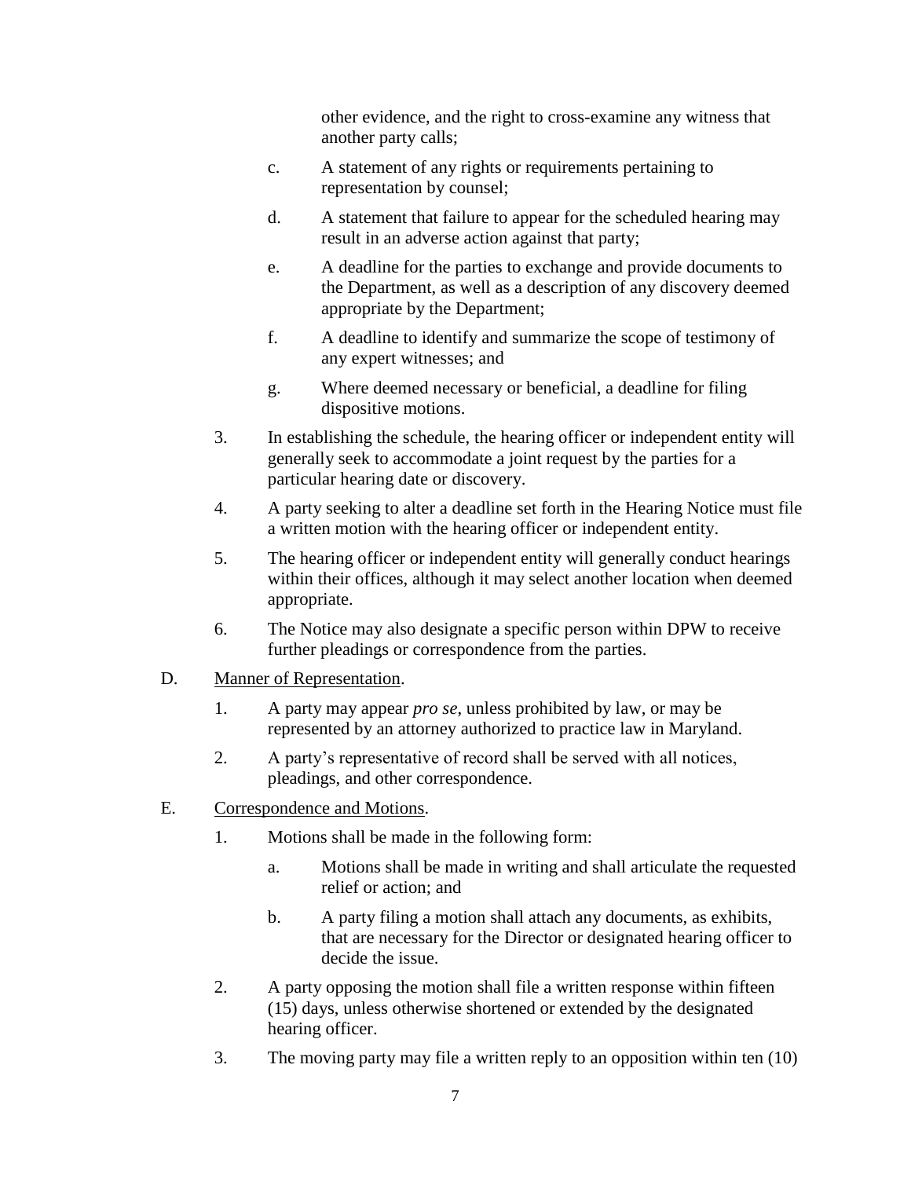other evidence, and the right to cross-examine any witness that another party calls;

c. A statement of any rights or requirements pertaining to representation by counsel;

d. A statement that failure to appear for the scheduled hearing may result in an adverse action against that party;

e. A deadline for the parties to exchange and provide documents to the Department, as well as a description of any discovery deemed appropriate by the Department;

f. A deadline to identify and summarize the scope of testimony of any expert witnesses; and

g. Where deemed necessary or beneficial, a deadline for filing dispositive motions.

3. In establishing the schedule, the hearing officer or independent entity will generally seek to accommodate a joint request by the parties for a particular hearing date or discovery.

4. A party seeking to alter a deadline set forth in the Hearing Notice must file a written motion with the hearing officer or independent entity.

5. The hearing officer or independent entity will generally conduct hearings within their offices, although it may select another location when deemed appropriate.

6. The Notice may also designate a specific person within DPW to receive further pleadings or correspondence from the parties.

D. Manner of Representation.

1. A party may appear *pro se*, unless prohibited by law, or may be represented by an attorney authorized to practice law in Maryland.

2. A party's representative of record shall be served with all notices, pleadings, and other correspondence.

E. Correspondence and Motions.

1. Motions shall be made in the following form:

a. Motions shall be made in writing and shall articulate the requested relief or action; and

b. A party filing a motion shall attach any documents, as exhibits, that are necessary for the Director or designated hearing officer to decide the issue.

2. A party opposing the motion shall file a written response within fifteen (15) days, unless otherwise shortened or extended by the designated hearing officer.

3. The moving party may file a written reply to an opposition within ten (10)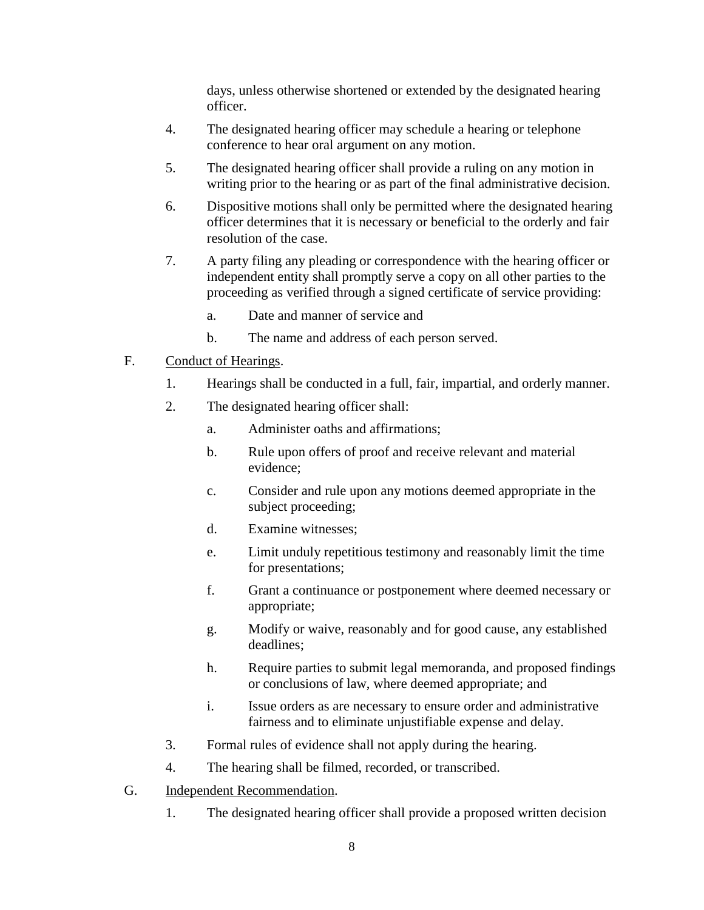days, unless otherwise shortened or extended by the designated hearing officer.

4. The designated hearing officer may schedule a hearing or telephone conference to hear oral argument on any motion.

5. The designated hearing officer shall provide a ruling on any motion in writing prior to the hearing or as part of the final administrative decision.

6. Dispositive motions shall only be permitted where the designated hearing officer determines that it is necessary or beneficial to the orderly and fair resolution of the case.

7. A party filing any pleading or correspondence with the hearing officer or independent entity shall promptly serve a copy on all other parties to the proceeding as verified through a signed certificate of service providing:

   a. Date and manner of service and

   b. The name and address of each person served.

F. Conduct of Hearings.

1. Hearings shall be conducted in a full, fair, impartial, and orderly manner.

2. The designated hearing officer shall:

   a. Administer oaths and affirmations;

   b. Rule upon offers of proof and receive relevant and material evidence;

   c. Consider and rule upon any motions deemed appropriate in the subject proceeding;

   d. Examine witnesses;

   e. Limit unduly repetitious testimony and reasonably limit the time for presentations;

   f. Grant a continuance or postponement where deemed necessary or appropriate;

   g. Modify or waive, reasonably and for good cause, any established deadlines;

   h. Require parties to submit legal memoranda, and proposed findings or conclusions of law, where deemed appropriate; and

   i. Issue orders as are necessary to ensure order and administrative fairness and to eliminate unjustifiable expense and delay.

3. Formal rules of evidence shall not apply during the hearing.

4. The hearing shall be filmed, recorded, or transcribed.

G. Independent Recommendation.

1. The designated hearing officer shall provide a proposed written decision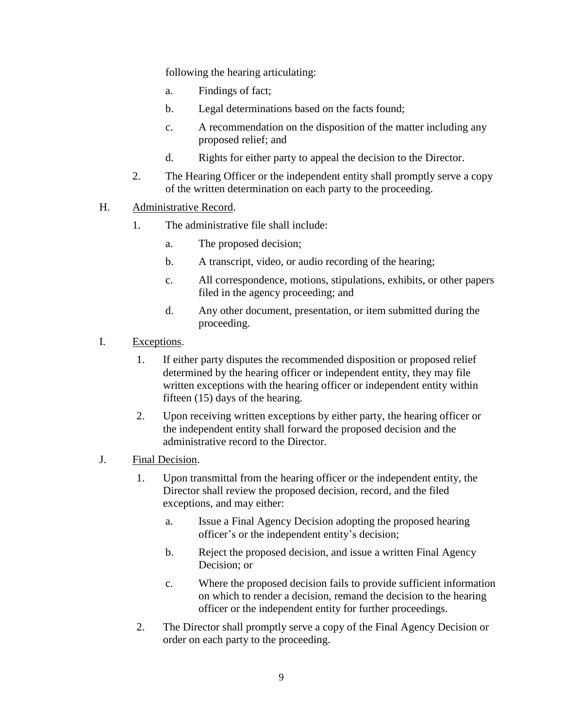following the hearing articulating:

a. Findings of fact;

b. Legal determinations based on the facts found;

c. A recommendation on the disposition of the matter including any proposed relief; and

d. Rights for either party to appeal the decision to the Director.

2. The Hearing Officer or the independent entity shall promptly serve a copy of the written determination on each party to the proceeding.

H. <u>Administrative Record</u>.

1. The administrative file shall include:

a. The proposed decision;

b. A transcript, video, or audio recording of the hearing;

c. All correspondence, motions, stipulations, exhibits, or other papers filed in the agency proceeding; and

d. Any other document, presentation, or item submitted during the proceeding.

I. <u>Exceptions</u>.

1. If either party disputes the recommended disposition or proposed relief determined by the hearing officer or independent entity, they may file written exceptions with the hearing officer or independent entity within fifteen (15) days of the hearing.

2. Upon receiving written exceptions by either party, the hearing officer or the independent entity shall forward the proposed decision and the administrative record to the Director.

J. <u>Final Decision</u>.

1. Upon transmittal from the hearing officer or the independent entity, the Director shall review the proposed decision, record, and the filed exceptions, and may either:

a. Issue a Final Agency Decision adopting the proposed hearing officer's or the independent entity's decision;

b. Reject the proposed decision, and issue a written Final Agency Decision; or

c. Where the proposed decision fails to provide sufficient information on which to render a decision, remand the decision to the hearing officer or the independent entity for further proceedings.

2. The Director shall promptly serve a copy of the Final Agency Decision or order on each party to the proceeding.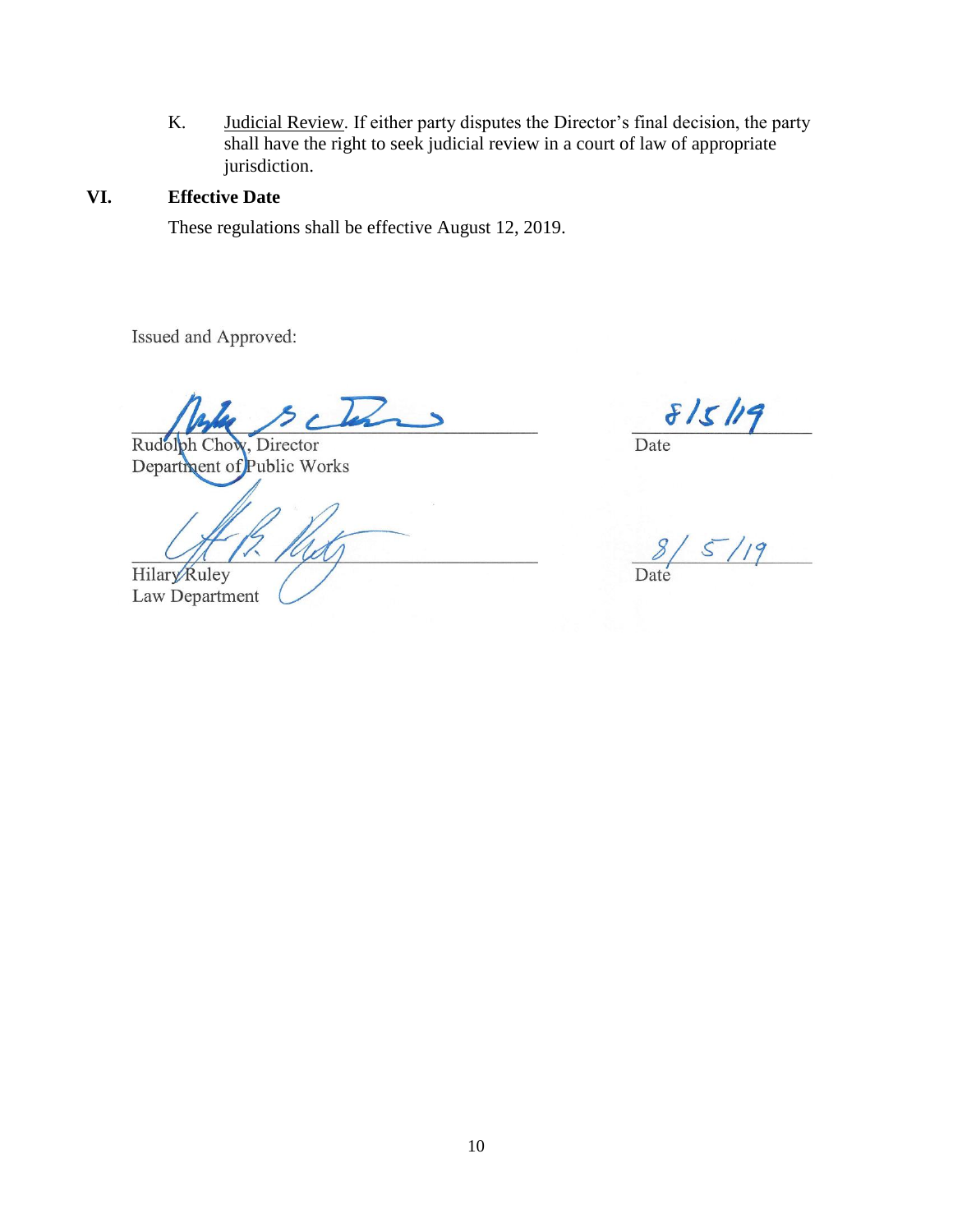K. Judicial Review. If either party disputes the Director's final decision, the party shall have the right to seek judicial review in a court of law of appropriate jurisdiction.

## VI. Effective Date

These regulations shall be effective August 12, 2019.

Issued and Approved:

Rudolph Chow, Director
Department of Public Works

8/5/19
Date

Hilary Ruley
Law Department

8/5/19
Date